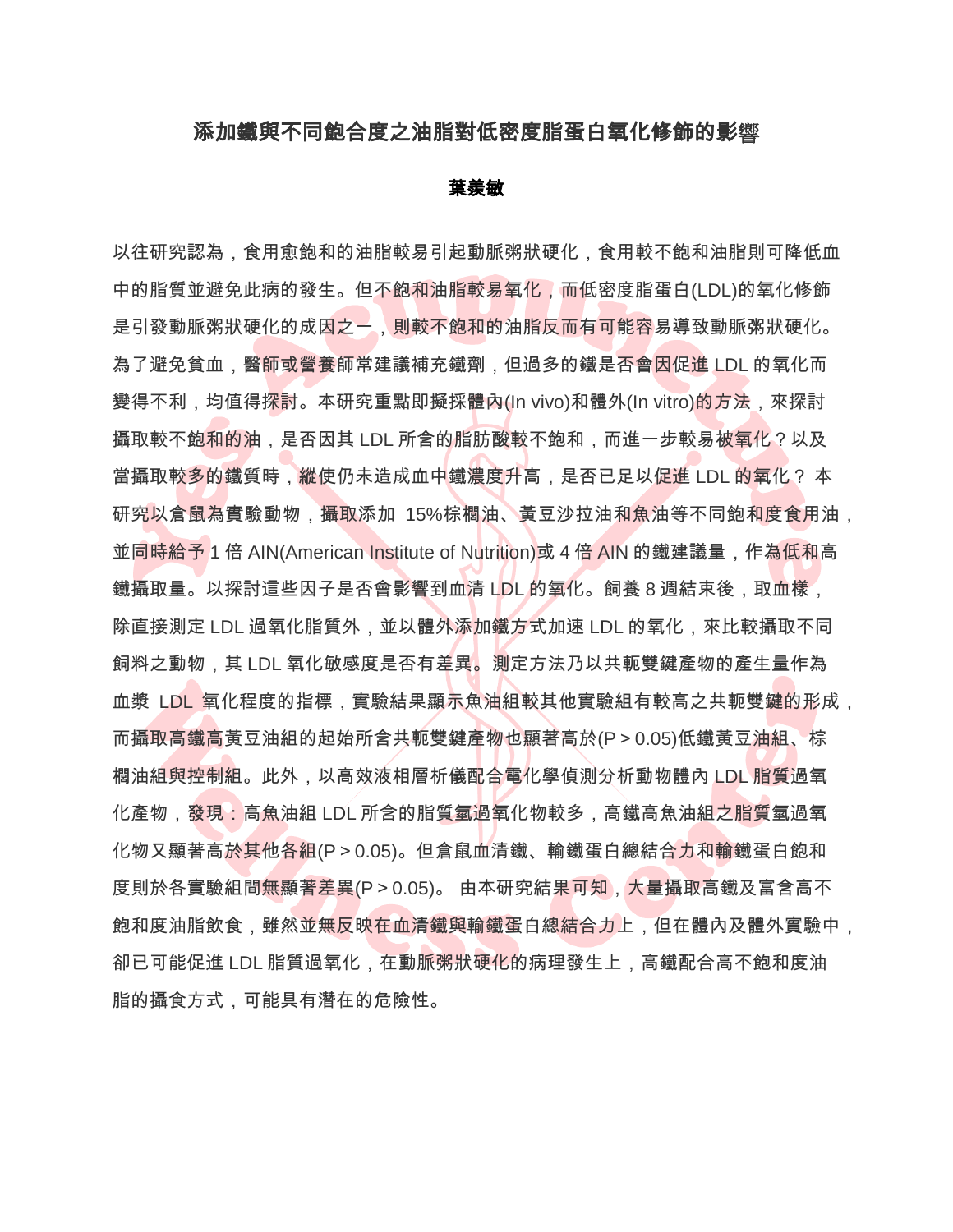# 添加鐵與不同飽合度之油脂對低密度脂蛋白氧化修飾的影響

**葉羨敏**

以往研究認為，食用愈飽和的油脂較易引起動脈粥狀硬化，食用較不飽和油脂則可降低血中的脂質並避免此病的發生。但不飽和油脂較易氧化，而低密度脂蛋白(LDL)的氧化修飾是引發動脈粥狀硬化的成因之一，則較不飽和的油脂反而有可能容易導致動脈粥狀硬化。為了避免貧血，醫師或營養師常建議補充鐵劑，但過多的鐵是否會因促進 LDL 的氧化而變得不利，均值得探討。本研究重點即擬採體內(In vivo)和體外(In vitro)的方法，來探討攝取較不飽和的油，是否因其 LDL 所含的脂肪酸較不飽和，而進一步較易被氧化？以及當攝取較多的鐵質時，縱使仍未造成血中鐵濃度升高，是否已足以促進 LDL 的氧化？ 本研究以倉鼠為實驗動物，攝取添加 15%棕櫚油、黃豆沙拉油和魚油等不同飽和度食用油，並同時給予 1 倍 AIN(American Institute of Nutrition)或 4 倍 AIN 的鐵建議量，作為低和高鐵攝取量。以探討這些因子是否會影響到血清 LDL 的氧化。飼養 8 週結束後，取血樣，除直接測定 LDL 過氧化脂質外，並以體外添加鐵方式加速 LDL 的氧化，來比較攝取不同飼料之動物，其 LDL 氧化敏感度是否有差異。測定方法乃以共軛雙鍵產物的產生量作為血漿 LDL 氧化程度的指標，實驗結果顯示魚油組較其他實驗組有較高之共軛雙鍵的形成，而攝取高鐵高黃豆油組的起始所含共軛雙鍵產物也顯著高於($P > 0.05$)低鐵黃豆油組、棕櫚油組與控制組。此外，以高效液相層析儀配合電化學偵測分析動物體內 LDL 脂質過氧化產物，發現：高魚油組 LDL 所含的脂質氫過氧化物較多，高鐵高魚油組之脂質氫過氧化物又顯著高於其他各組($P > 0.05$)。但倉鼠血清鐵、輸鐵蛋白總結合力和輸鐵蛋白飽和度則於各實驗組間無顯著差異($P > 0.05$)。 由本研究結果可知，大量攝取高鐵及富含高不飽和度油脂飲食，雖然並無反映在血清鐵與輸鐵蛋白總結合力上，但在體內及體外實驗中，卻已可能促進 LDL 脂質過氧化，在動脈粥狀硬化的病理發生上，高鐵配合高不飽和度油脂的攝食方式，可能具有潛在的危險性。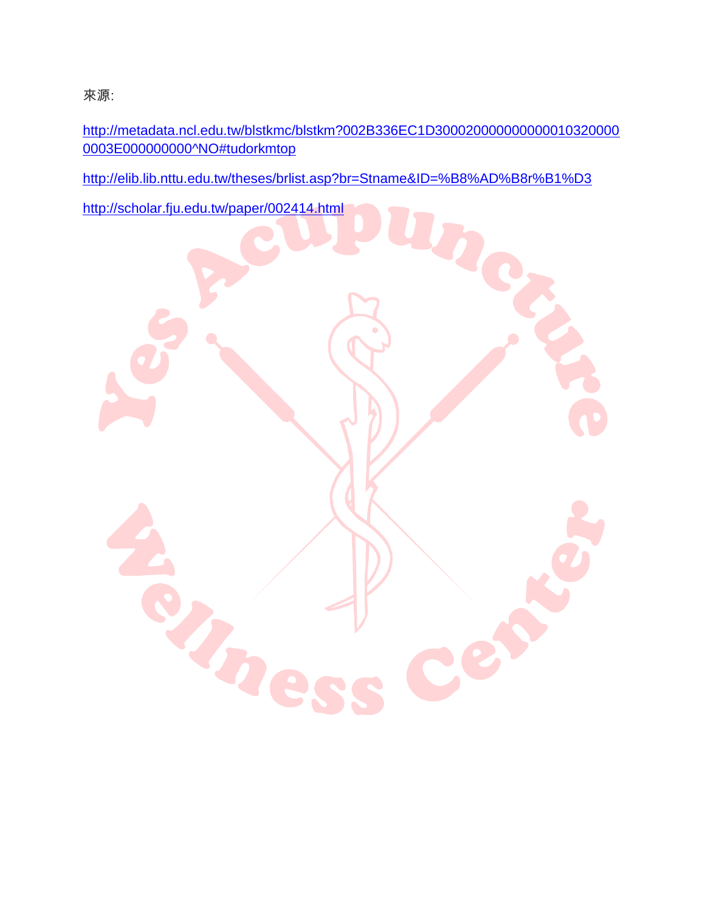來源:

http://metadata.ncl.edu.tw/blstkmc/blstkm?002B336EC1D300020000000000010320000 0003E000000000^NO#tudorkmtop

http://elib.lib.nttu.edu.tw/theses/brlist.asp?br=Stname&ID=%B8%AD%B8r%B1%D3

http://scholar.fju.edu.tw/paper/002414.html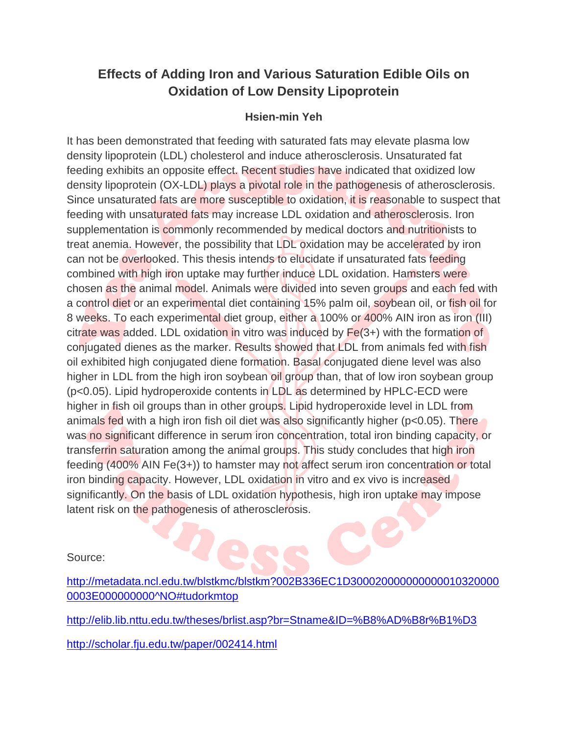# Effects of Adding Iron and Various Saturation Edible Oils on Oxidation of Low Density Lipoprotein

**Hsien-min Yeh**

It has been demonstrated that feeding with saturated fats may elevate plasma low density lipoprotein (LDL) cholesterol and induce atherosclerosis. Unsaturated fat feeding exhibits an opposite effect. Recent studies have indicated that oxidized low density lipoprotein (OX-LDL) plays a pivotal role in the pathogenesis of atherosclerosis. Since unsaturated fats are more susceptible to oxidation, it is reasonable to suspect that feeding with unsaturated fats may increase LDL oxidation and atherosclerosis. Iron supplementation is commonly recommended by medical doctors and nutritionists to treat anemia. However, the possibility that LDL oxidation may be accelerated by iron can not be overlooked. This thesis intends to elucidate if unsaturated fats feeding combined with high iron uptake may further induce LDL oxidation. Hamsters were chosen as the animal model. Animals were divided into seven groups and each fed with a control diet or an experimental diet containing 15% palm oil, soybean oil, or fish oil for 8 weeks. To each experimental diet group, either a 100% or 400% AIN iron as iron (III) citrate was added. LDL oxidation in vitro was induced by $Fe^{3+}$ with the formation of conjugated dienes as the marker. Results showed that LDL from animals fed with fish oil exhibited high conjugated diene formation. Basal conjugated diene level was also higher in LDL from the high iron soybean oil group than, that of low iron soybean group ($p<0.05$). Lipid hydroperoxide contents in LDL as determined by HPLC-ECD were higher in fish oil groups than in other groups. Lipid hydroperoxide level in LDL from animals fed with a high iron fish oil diet was also significantly higher ($p<0.05$). There was no significant difference in serum iron concentration, total iron binding capacity, or transferrin saturation among the animal groups. This study concludes that high iron feeding (400% AIN $Fe^{3+}$) to hamster may not affect serum iron concentration or total iron binding capacity. However, LDL oxidation in vitro and ex vivo is increased significantly. On the basis of LDL oxidation hypothesis, high iron uptake may impose latent risk on the pathogenesis of atherosclerosis.

Source:

http://metadata.ncl.edu.tw/blstkmc/blstkm?002B336EC1D300020000000000010320000003E000000000^NO#tudorkmtop

http://elib.lib.nttu.edu.tw/theses/brlist.asp?br=Stname&ID=%B8%AD%B8r%B1%D3

http://scholar.fju.edu.tw/paper/002414.html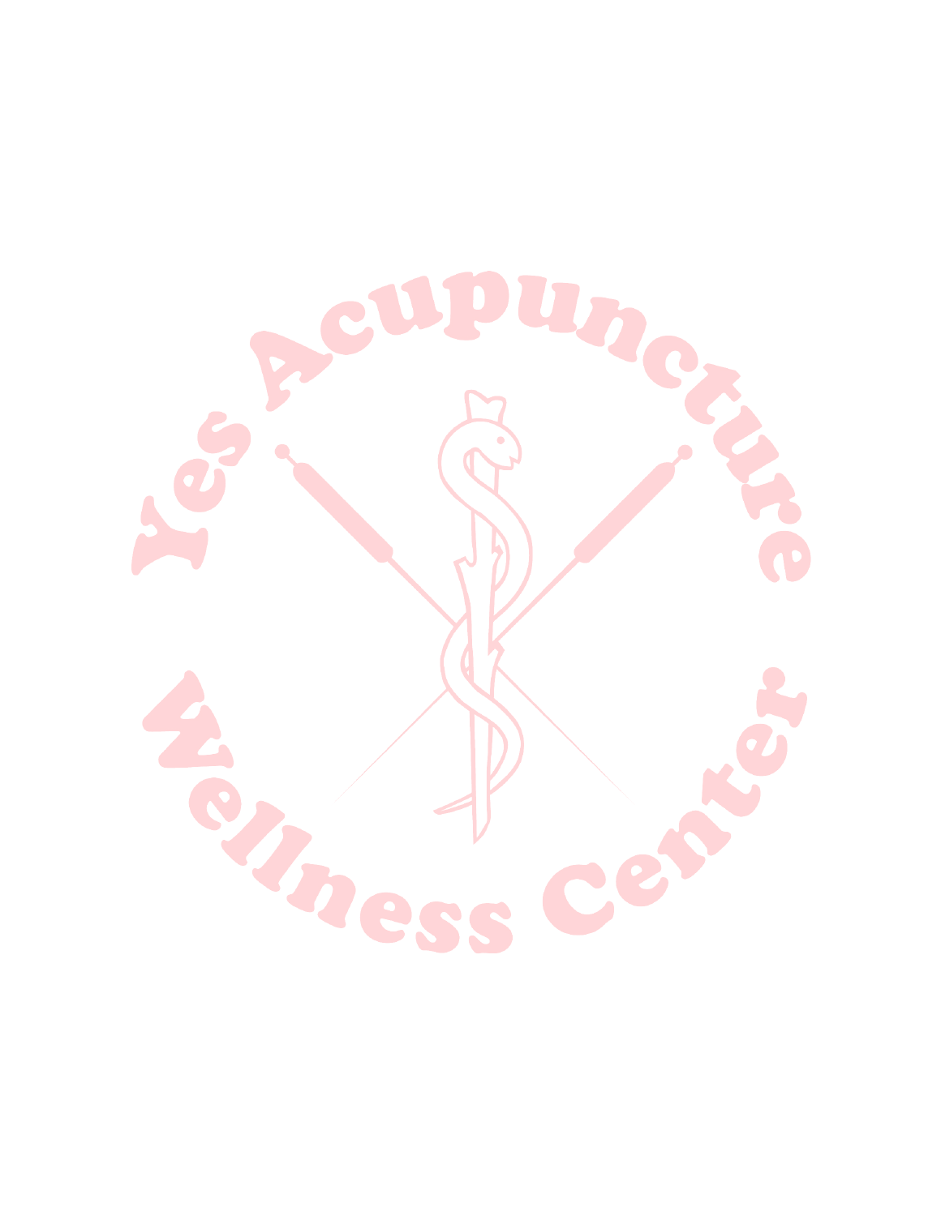Yes Acupuncture

Wellness Center